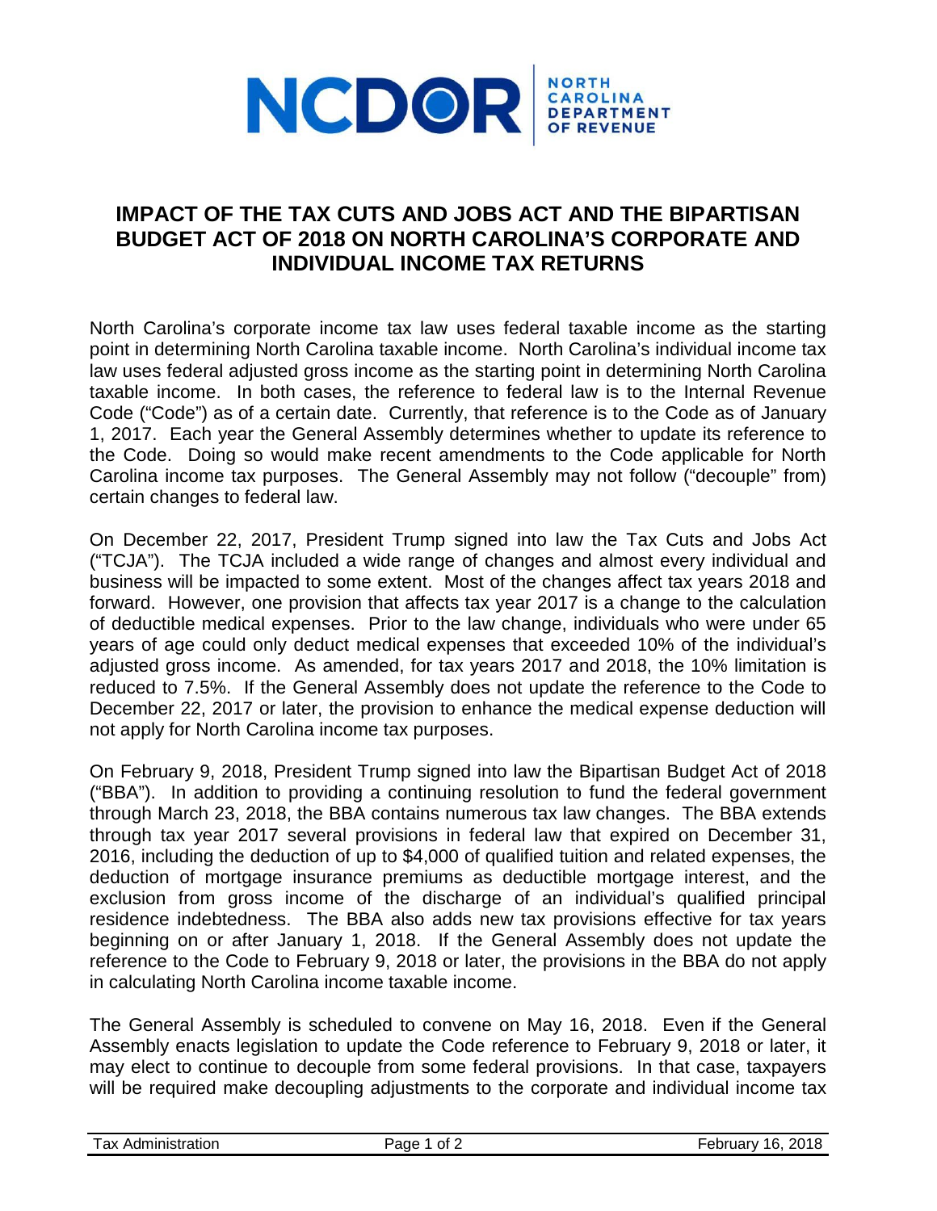**NCDOR** | NORTH CAROLINA DEPARTMENT OF REVENUE

# IMPACT OF THE TAX CUTS AND JOBS ACT AND THE BIPARTISAN BUDGET ACT OF 2018 ON NORTH CAROLINA'S CORPORATE AND INDIVIDUAL INCOME TAX RETURNS

North Carolina's corporate income tax law uses federal taxable income as the starting point in determining North Carolina taxable income. North Carolina's individual income tax law uses federal adjusted gross income as the starting point in determining North Carolina taxable income. In both cases, the reference to federal law is to the Internal Revenue Code ("Code") as of a certain date. Currently, that reference is to the Code as of January 1, 2017. Each year the General Assembly determines whether to update its reference to the Code. Doing so would make recent amendments to the Code applicable for North Carolina income tax purposes. The General Assembly may not follow ("decouple" from) certain changes to federal law.

On December 22, 2017, President Trump signed into law the Tax Cuts and Jobs Act ("TCJA"). The TCJA included a wide range of changes and almost every individual and business will be impacted to some extent. Most of the changes affect tax years 2018 and forward. However, one provision that affects tax year 2017 is a change to the calculation of deductible medical expenses. Prior to the law change, individuals who were under 65 years of age could only deduct medical expenses that exceeded 10% of the individual's adjusted gross income. As amended, for tax years 2017 and 2018, the 10% limitation is reduced to 7.5%. If the General Assembly does not update the reference to the Code to December 22, 2017 or later, the provision to enhance the medical expense deduction will not apply for North Carolina income tax purposes.

On February 9, 2018, President Trump signed into law the Bipartisan Budget Act of 2018 ("BBA"). In addition to providing a continuing resolution to fund the federal government through March 23, 2018, the BBA contains numerous tax law changes. The BBA extends through tax year 2017 several provisions in federal law that expired on December 31, 2016, including the deduction of up to $4,000 of qualified tuition and related expenses, the deduction of mortgage insurance premiums as deductible mortgage interest, and the exclusion from gross income of the discharge of an individual's qualified principal residence indebtedness. The BBA also adds new tax provisions effective for tax years beginning on or after January 1, 2018. If the General Assembly does not update the reference to the Code to February 9, 2018 or later, the provisions in the BBA do not apply in calculating North Carolina income taxable income.

The General Assembly is scheduled to convene on May 16, 2018. Even if the General Assembly enacts legislation to update the Code reference to February 9, 2018 or later, it may elect to continue to decouple from some federal provisions. In that case, taxpayers will be required make decoupling adjustments to the corporate and individual income tax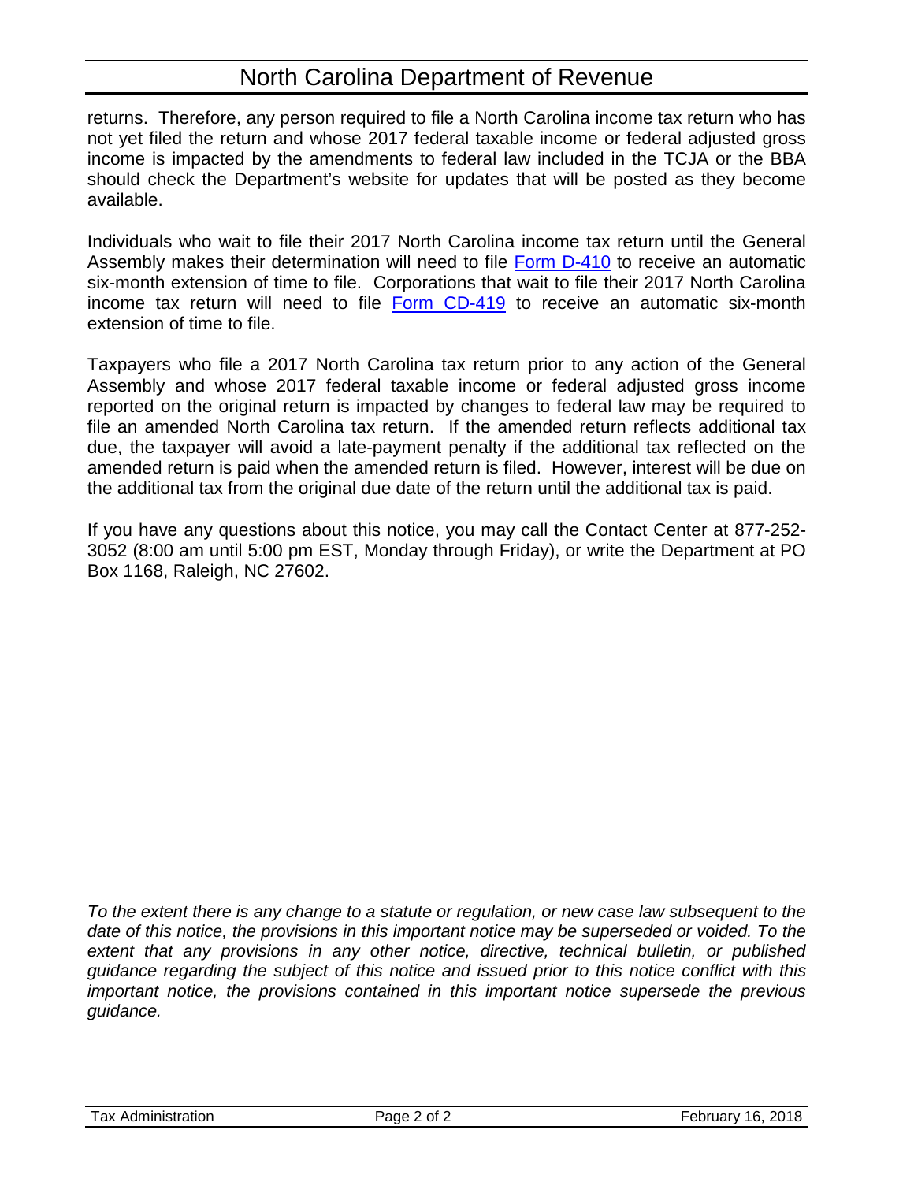returns. Therefore, any person required to file a North Carolina income tax return who has not yet filed the return and whose 2017 federal taxable income or federal adjusted gross income is impacted by the amendments to federal law included in the TCJA or the BBA should check the Department's website for updates that will be posted as they become available.

Individuals who wait to file their 2017 North Carolina income tax return until the General Assembly makes their determination will need to file Form D-410 to receive an automatic six-month extension of time to file. Corporations that wait to file their 2017 North Carolina income tax return will need to file Form CD-419 to receive an automatic six-month extension of time to file.

Taxpayers who file a 2017 North Carolina tax return prior to any action of the General Assembly and whose 2017 federal taxable income or federal adjusted gross income reported on the original return is impacted by changes to federal law may be required to file an amended North Carolina tax return. If the amended return reflects additional tax due, the taxpayer will avoid a late-payment penalty if the additional tax reflected on the amended return is paid when the amended return is filed. However, interest will be due on the additional tax from the original due date of the return until the additional tax is paid.

If you have any questions about this notice, you may call the Contact Center at 877-252-3052 (8:00 am until 5:00 pm EST, Monday through Friday), or write the Department at PO Box 1168, Raleigh, NC 27602.

*To the extent there is any change to a statute or regulation, or new case law subsequent to the date of this notice, the provisions in this important notice may be superseded or voided. To the extent that any provisions in any other notice, directive, technical bulletin, or published guidance regarding the subject of this notice and issued prior to this notice conflict with this important notice, the provisions contained in this important notice supersede the previous guidance.*